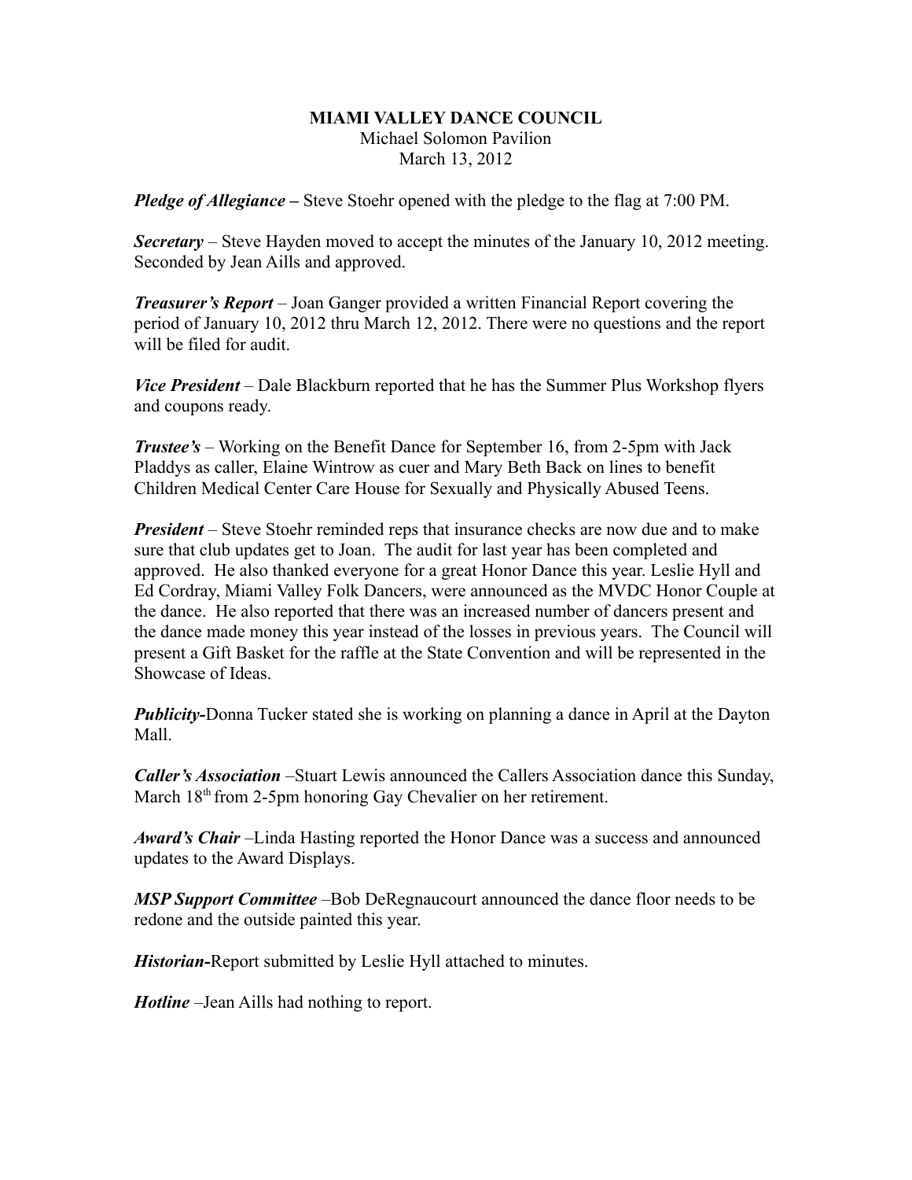**MIAMI VALLEY DANCE COUNCIL**

Michael Solomon Pavilion

March 13, 2012

***Pledge of Allegiance –*** Steve Stoehr opened with the pledge to the flag at 7:00 PM.

***Secretary*** – Steve Hayden moved to accept the minutes of the January 10, 2012 meeting. Seconded by Jean Aills and approved.

***Treasurer's Report*** – Joan Ganger provided a written Financial Report covering the period of January 10, 2012 thru March 12, 2012. There were no questions and the report will be filed for audit.

***Vice President*** – Dale Blackburn reported that he has the Summer Plus Workshop flyers and coupons ready.

***Trustee's*** – Working on the Benefit Dance for September 16, from 2-5pm with Jack Pladdys as caller, Elaine Wintrow as cuer and Mary Beth Back on lines to benefit Children Medical Center Care House for Sexually and Physically Abused Teens.

***President*** – Steve Stoehr reminded reps that insurance checks are now due and to make sure that club updates get to Joan. The audit for last year has been completed and approved. He also thanked everyone for a great Honor Dance this year. Leslie Hyll and Ed Cordray, Miami Valley Folk Dancers, were announced as the MVDC Honor Couple at the dance. He also reported that there was an increased number of dancers present and the dance made money this year instead of the losses in previous years. The Council will present a Gift Basket for the raffle at the State Convention and will be represented in the Showcase of Ideas.

***Publicity-***Donna Tucker stated she is working on planning a dance in April at the Dayton Mall.

***Caller's Association*** –Stuart Lewis announced the Callers Association dance this Sunday, March 18th from 2-5pm honoring Gay Chevalier on her retirement.

***Award's Chair*** –Linda Hasting reported the Honor Dance was a success and announced updates to the Award Displays.

***MSP Support Committee*** –Bob DeRegnaucourt announced the dance floor needs to be redone and the outside painted this year.

***Historian-***Report submitted by Leslie Hyll attached to minutes.

***Hotline*** –Jean Aills had nothing to report.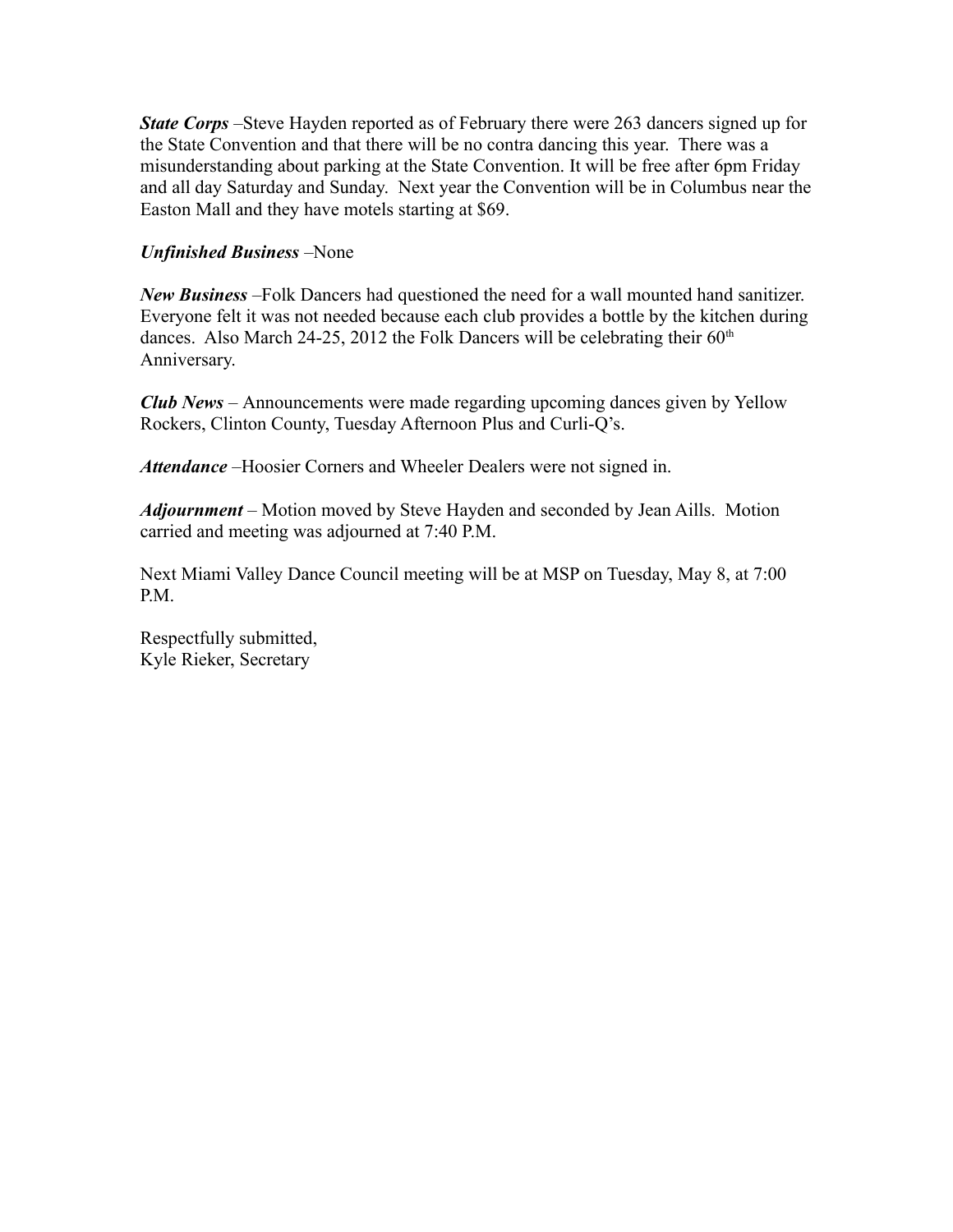***State Corps*** –Steve Hayden reported as of February there were 263 dancers signed up for the State Convention and that there will be no contra dancing this year. There was a misunderstanding about parking at the State Convention. It will be free after 6pm Friday and all day Saturday and Sunday. Next year the Convention will be in Columbus near the Easton Mall and they have motels starting at $69.

***Unfinished Business*** –None

***New Business*** –Folk Dancers had questioned the need for a wall mounted hand sanitizer. Everyone felt it was not needed because each club provides a bottle by the kitchen during dances. Also March 24-25, 2012 the Folk Dancers will be celebrating their 60th Anniversary.

***Club News*** – Announcements were made regarding upcoming dances given by Yellow Rockers, Clinton County, Tuesday Afternoon Plus and Curli-Q's.

***Attendance*** –Hoosier Corners and Wheeler Dealers were not signed in.

***Adjournment*** – Motion moved by Steve Hayden and seconded by Jean Aills. Motion carried and meeting was adjourned at 7:40 P.M.

Next Miami Valley Dance Council meeting will be at MSP on Tuesday, May 8, at 7:00 P.M.

Respectfully submitted,
Kyle Rieker, Secretary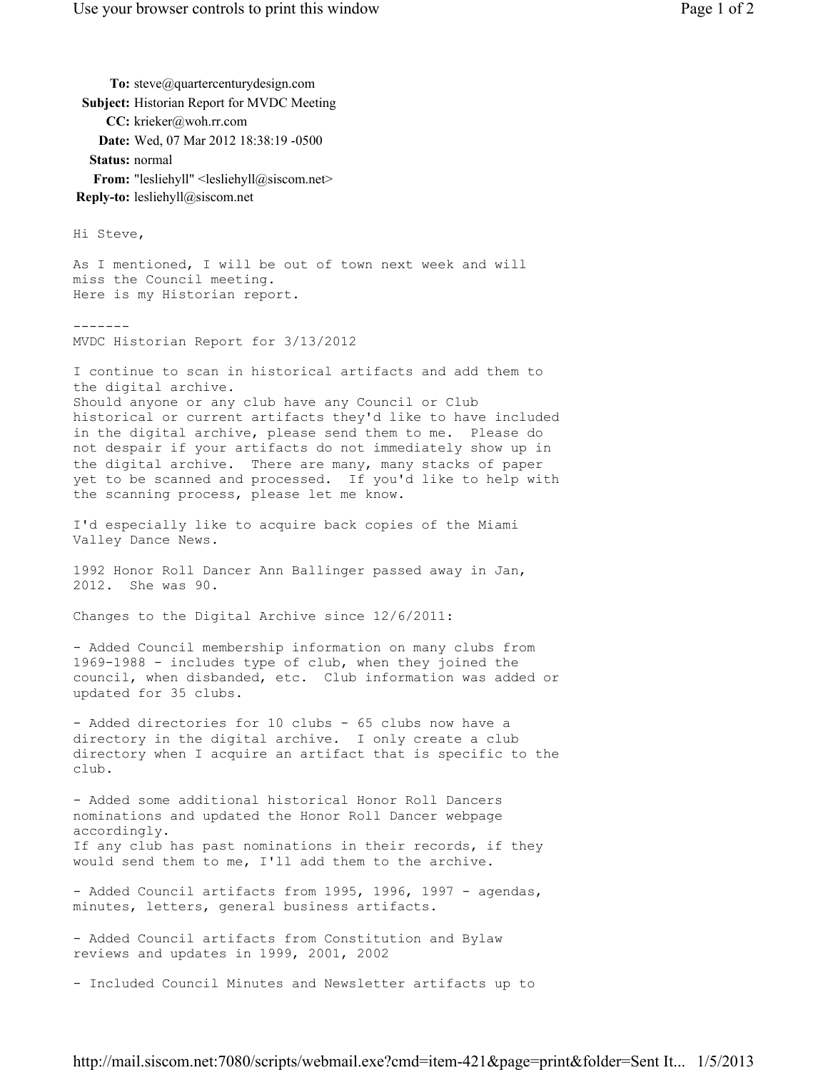**To:** steve@quartercenturydesign.com
**Subject:** Historian Report for MVDC Meeting
**CC:** krieker@woh.rr.com
**Date:** Wed, 07 Mar 2012 18:38:19 -0500
**Status:** normal
**From:** "lesliehyll" <lesliehyll@siscom.net>
**Reply-to:** lesliehyll@siscom.net

Hi Steve,

As I mentioned, I will be out of town next week and will miss the Council meeting.
Here is my Historian report.

-------

MVDC Historian Report for 3/13/2012

I continue to scan in historical artifacts and add them to the digital archive.
Should anyone or any club have any Council or Club historical or current artifacts they'd like to have included in the digital archive, please send them to me. Please do not despair if your artifacts do not immediately show up in the digital archive. There are many, many stacks of paper yet to be scanned and processed. If you'd like to help with the scanning process, please let me know.

I'd especially like to acquire back copies of the Miami Valley Dance News.

1992 Honor Roll Dancer Ann Ballinger passed away in Jan, 2012. She was 90.

Changes to the Digital Archive since 12/6/2011:

- Added Council membership information on many clubs from 1969-1988 - includes type of club, when they joined the council, when disbanded, etc. Club information was added or updated for 35 clubs.

- Added directories for 10 clubs - 65 clubs now have a directory in the digital archive. I only create a club directory when I acquire an artifact that is specific to the club.

- Added some additional historical Honor Roll Dancers nominations and updated the Honor Roll Dancer webpage accordingly.
If any club has past nominations in their records, if they would send them to me, I'll add them to the archive.

- Added Council artifacts from 1995, 1996, 1997 - agendas, minutes, letters, general business artifacts.

- Added Council artifacts from Constitution and Bylaw reviews and updates in 1999, 2001, 2002

- Included Council Minutes and Newsletter artifacts up to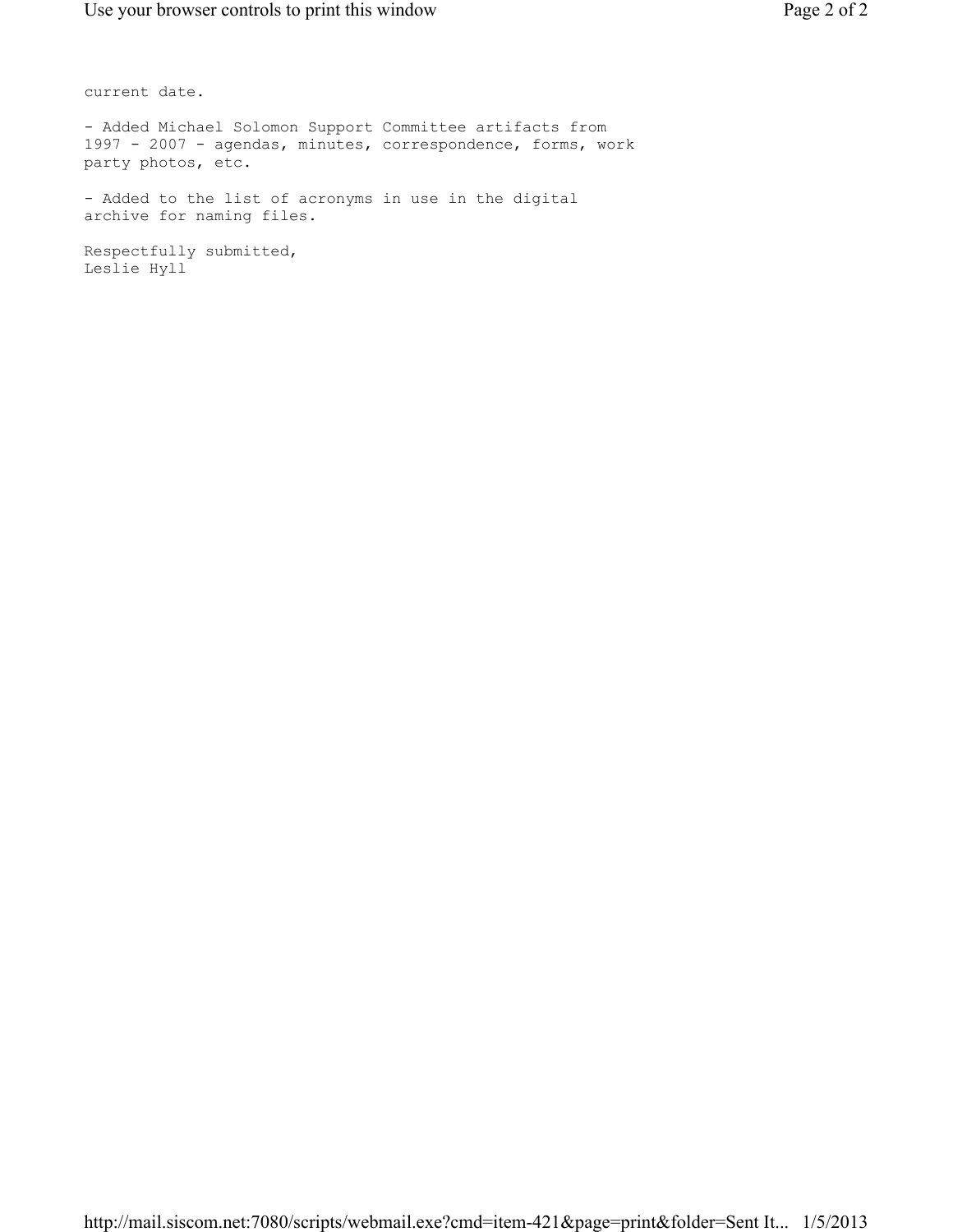current date.

- Added Michael Solomon Support Committee artifacts from 1997 - 2007 - agendas, minutes, correspondence, forms, work party photos, etc.

- Added to the list of acronyms in use in the digital archive for naming files.

Respectfully submitted,
Leslie Hyll